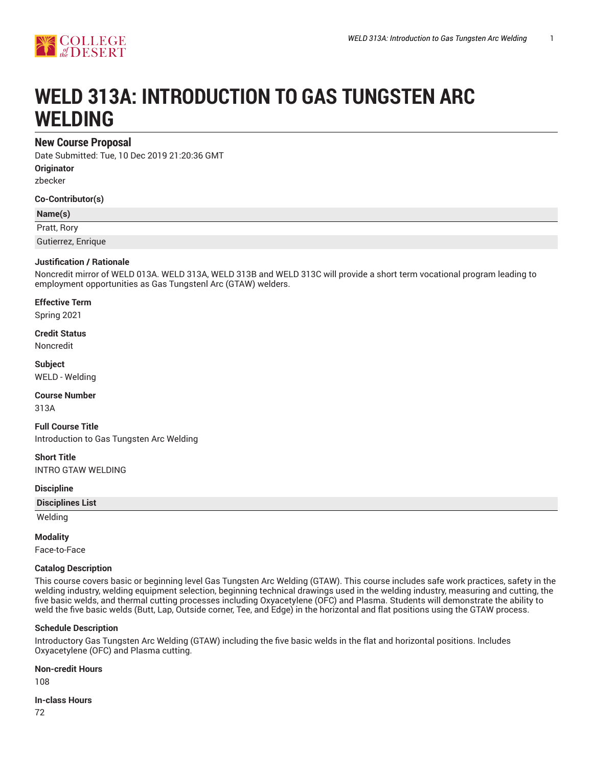# WELD 313A: INTRODUCTION TO GAS TUNGSTEN ARC WELDING

## New Course Proposal

Date Submitted: Tue, 10 Dec 2019 21:20:36 GMT

**Originator**

zbecker

**Co-Contributor(s)**

| Name(s) |
| --- |
| Pratt, Rory |
| Gutierrez, Enrique |

**Justification / Rationale**

Noncredit mirror of WELD 013A. WELD 313A, WELD 313B and WELD 313C will provide a short term vocational program leading to employment opportunities as Gas Tungstenl Arc (GTAW) welders.

**Effective Term**

Spring 2021

**Credit Status**

Noncredit

**Subject**

WELD - Welding

**Course Number**

313A

**Full Course Title**

Introduction to Gas Tungsten Arc Welding

**Short Title**

INTRO GTAW WELDING

**Discipline**

| Disciplines List |
| --- |
| Welding |

**Modality**

Face-to-Face

**Catalog Description**

This course covers basic or beginning level Gas Tungsten Arc Welding (GTAW). This course includes safe work practices, safety in the welding industry, welding equipment selection, beginning technical drawings used in the welding industry, measuring and cutting, the five basic welds, and thermal cutting processes including Oxyacetylene (OFC) and Plasma. Students will demonstrate the ability to weld the five basic welds (Butt, Lap, Outside corner, Tee, and Edge) in the horizontal and flat positions using the GTAW process.

**Schedule Description**

Introductory Gas Tungsten Arc Welding (GTAW) including the five basic welds in the flat and horizontal positions. Includes Oxyacetylene (OFC) and Plasma cutting.

**Non-credit Hours**

108

**In-class Hours**

72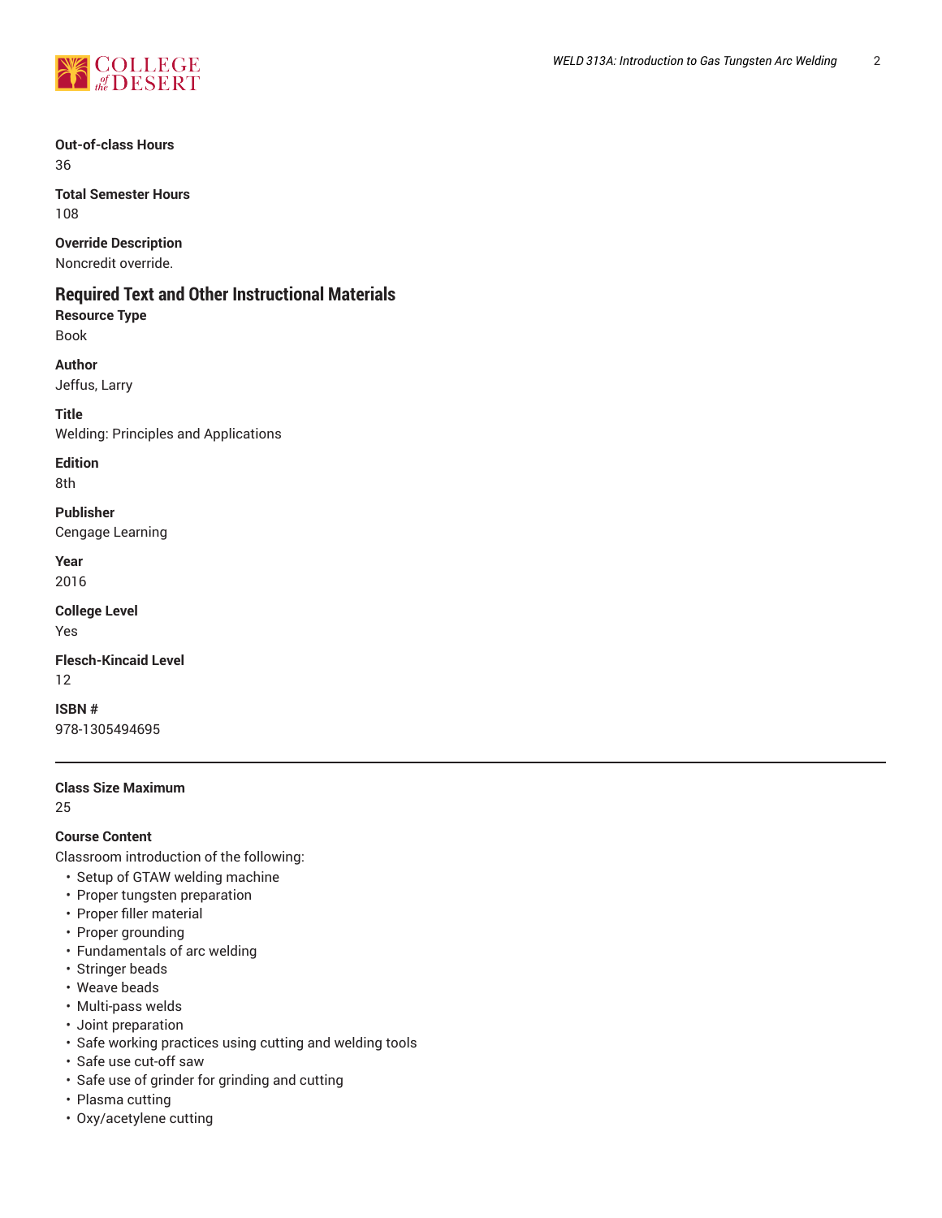**Out-of-class Hours**
36

**Total Semester Hours**
108

**Override Description**
Noncredit override.

## Required Text and Other Instructional Materials

**Resource Type**
Book

**Author**
Jeffus, Larry

**Title**
Welding: Principles and Applications

**Edition**
8th

**Publisher**
Cengage Learning

**Year**
2016

**College Level**
Yes

**Flesch-Kincaid Level**
12

**ISBN #**
978-1305494695

---

**Class Size Maximum**
25

**Course Content**
Classroom introduction of the following:

- Setup of GTAW welding machine
- Proper tungsten preparation
- Proper filler material
- Proper grounding
- Fundamentals of arc welding
- Stringer beads
- Weave beads
- Multi-pass welds
- Joint preparation
- Safe working practices using cutting and welding tools
- Safe use cut-off saw
- Safe use of grinder for grinding and cutting
- Plasma cutting
- Oxy/acetylene cutting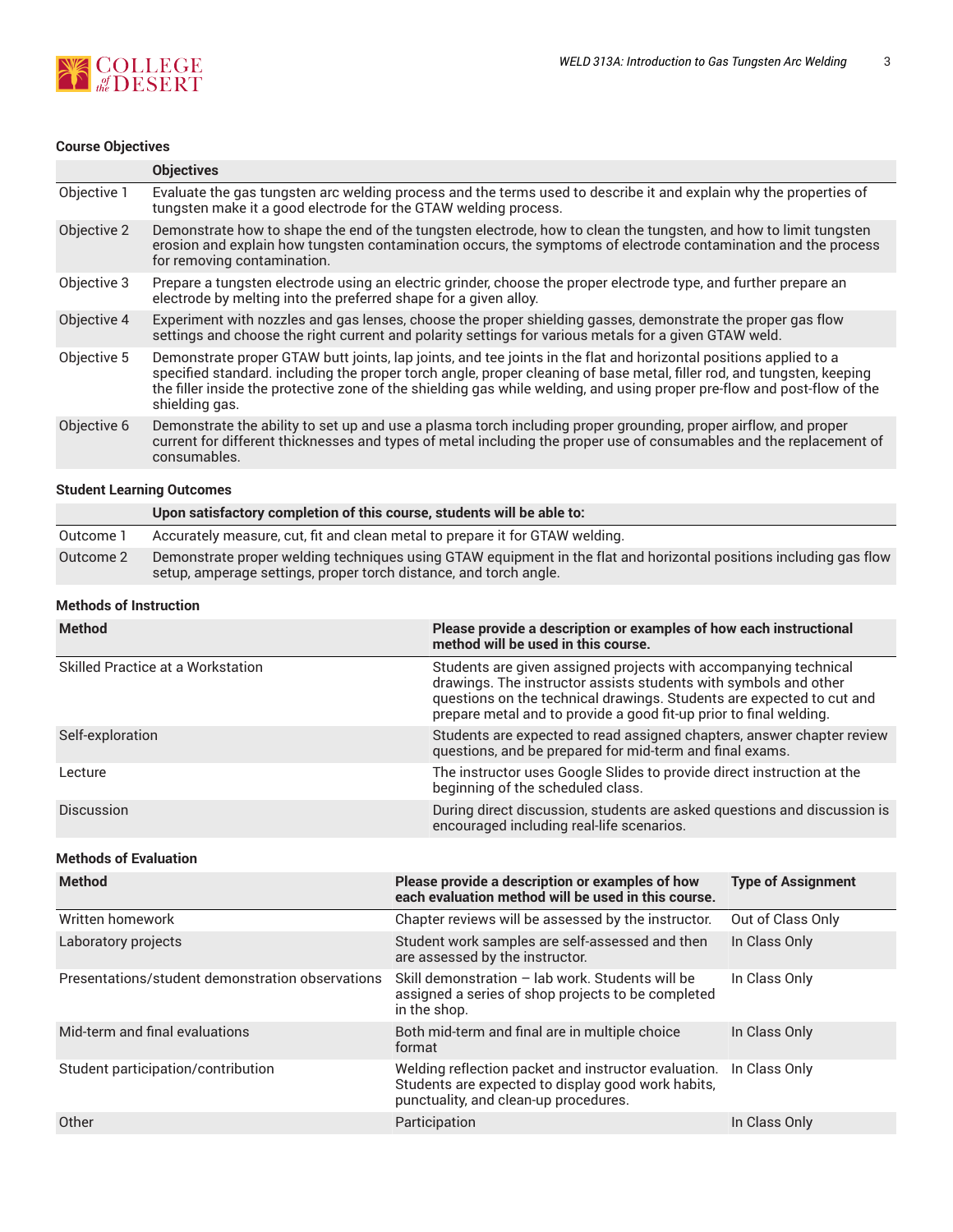### Course Objectives

| | Objectives |
|---|---|
| Objective 1 | Evaluate the gas tungsten arc welding process and the terms used to describe it and explain why the properties of tungsten make it a good electrode for the GTAW welding process. |
| Objective 2 | Demonstrate how to shape the end of the tungsten electrode, how to clean the tungsten, and how to limit tungsten erosion and explain how tungsten contamination occurs, the symptoms of electrode contamination and the process for removing contamination. |
| Objective 3 | Prepare a tungsten electrode using an electric grinder, choose the proper electrode type, and further prepare an electrode by melting into the preferred shape for a given alloy. |
| Objective 4 | Experiment with nozzles and gas lenses, choose the proper shielding gasses, demonstrate the proper gas flow settings and choose the right current and polarity settings for various metals for a given GTAW weld. |
| Objective 5 | Demonstrate proper GTAW butt joints, lap joints, and tee joints in the flat and horizontal positions applied to a specified standard. including the proper torch angle, proper cleaning of base metal, filler rod, and tungsten, keeping the filler inside the protective zone of the shielding gas while welding, and using proper pre-flow and post-flow of the shielding gas. |
| Objective 6 | Demonstrate the ability to set up and use a plasma torch including proper grounding, proper airflow, and proper current for different thicknesses and types of metal including the proper use of consumables and the replacement of consumables. |

### Student Learning Outcomes

| | Upon satisfactory completion of this course, students will be able to: |
|---|---|
| Outcome 1 | Accurately measure, cut, fit and clean metal to prepare it for GTAW welding. |
| Outcome 2 | Demonstrate proper welding techniques using GTAW equipment in the flat and horizontal positions including gas flow setup, amperage settings, proper torch distance, and torch angle. |

### Methods of Instruction

| Method | Please provide a description or examples of how each instructional method will be used in this course. |
|---|---|
| Skilled Practice at a Workstation | Students are given assigned projects with accompanying technical drawings. The instructor assists students with symbols and other questions on the technical drawings. Students are expected to cut and prepare metal and to provide a good fit-up prior to final welding. |
| Self-exploration | Students are expected to read assigned chapters, answer chapter review questions, and be prepared for mid-term and final exams. |
| Lecture | The instructor uses Google Slides to provide direct instruction at the beginning of the scheduled class. |
| Discussion | During direct discussion, students are asked questions and discussion is encouraged including real-life scenarios. |

### Methods of Evaluation

| Method | Please provide a description or examples of how each evaluation method will be used in this course. | Type of Assignment |
|---|---|---|
| Written homework | Chapter reviews will be assessed by the instructor. | Out of Class Only |
| Laboratory projects | Student work samples are self-assessed and then are assessed by the instructor. | In Class Only |
| Presentations/student demonstration observations | Skill demonstration – lab work. Students will be assigned a series of shop projects to be completed in the shop. | In Class Only |
| Mid-term and final evaluations | Both mid-term and final are in multiple choice format | In Class Only |
| Student participation/contribution | Welding reflection packet and instructor evaluation. Students are expected to display good work habits, punctuality, and clean-up procedures. | In Class Only |
| Other | Participation | In Class Only |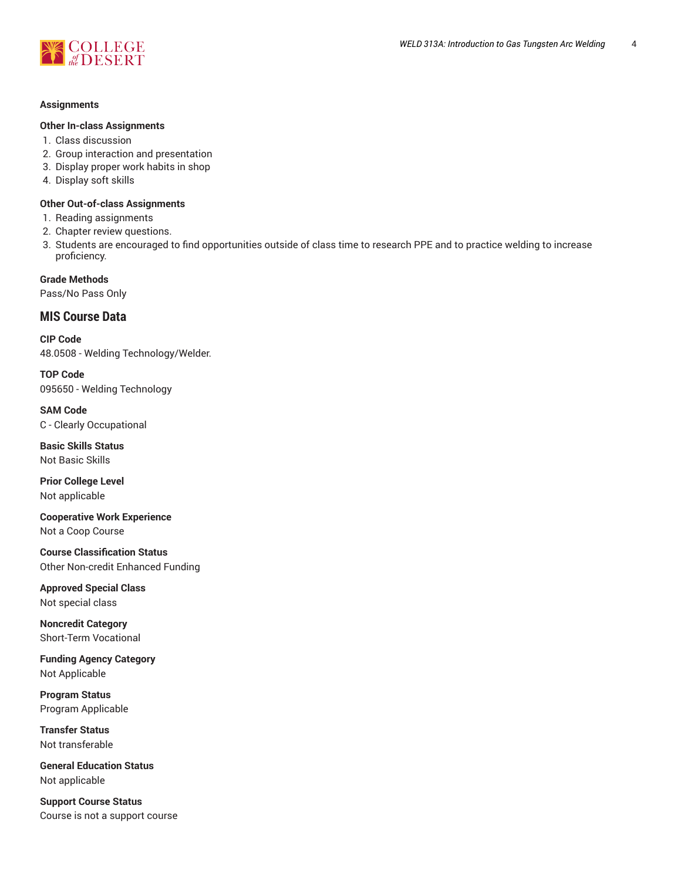**Assignments**

**Other In-class Assignments**

1. Class discussion
2. Group interaction and presentation
3. Display proper work habits in shop
4. Display soft skills

**Other Out-of-class Assignments**

1. Reading assignments
2. Chapter review questions.
3. Students are encouraged to find opportunities outside of class time to research PPE and to practice welding to increase proficiency.

**Grade Methods**

Pass/No Pass Only

## MIS Course Data

**CIP Code**

48.0508 - Welding Technology/Welder.

**TOP Code**

095650 - Welding Technology

**SAM Code**

C - Clearly Occupational

**Basic Skills Status**

Not Basic Skills

**Prior College Level**

Not applicable

**Cooperative Work Experience**

Not a Coop Course

**Course Classification Status**

Other Non-credit Enhanced Funding

**Approved Special Class**

Not special class

**Noncredit Category**

Short-Term Vocational

**Funding Agency Category**

Not Applicable

**Program Status**

Program Applicable

**Transfer Status**

Not transferable

**General Education Status**

Not applicable

**Support Course Status**

Course is not a support course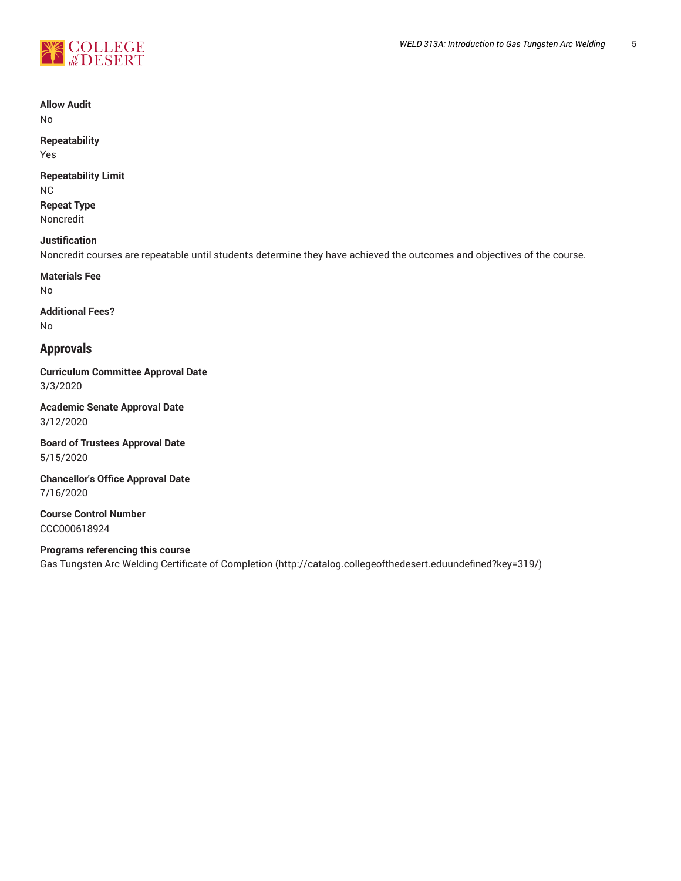**Allow Audit**
No

**Repeatability**
Yes

**Repeatability Limit**
NC

**Repeat Type**
Noncredit

**Justification**
Noncredit courses are repeatable until students determine they have achieved the outcomes and objectives of the course.

**Materials Fee**
No

**Additional Fees?**
No

## Approvals

**Curriculum Committee Approval Date**
3/3/2020

**Academic Senate Approval Date**
3/12/2020

**Board of Trustees Approval Date**
5/15/2020

**Chancellor's Office Approval Date**
7/16/2020

**Course Control Number**
CCC000618924

**Programs referencing this course**
Gas Tungsten Arc Welding Certificate of Completion (http://catalog.collegeofthedesert.eduundefined?key=319/)